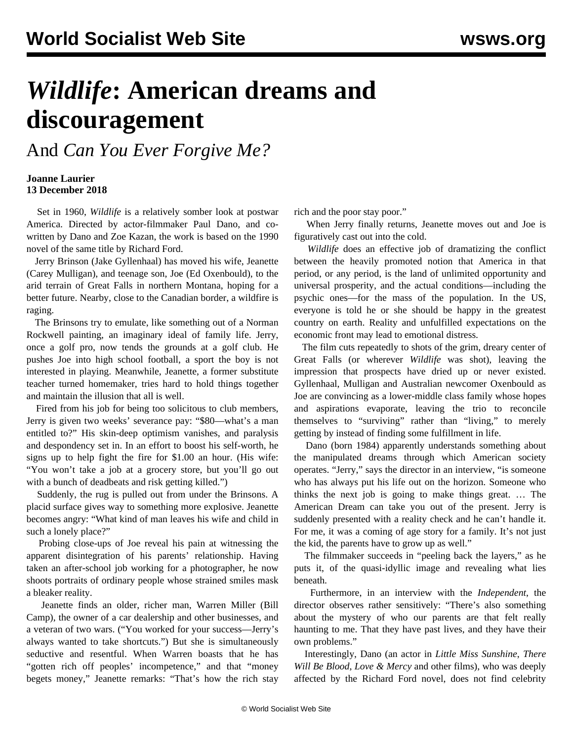# *Wildlife*: American dreams and discouragement

## And *Can You Ever Forgive Me?*

**Joanne Laurier**
**13 December 2018**

Set in 1960, *Wildlife* is a relatively somber look at postwar America. Directed by actor-filmmaker Paul Dano, and co-written by Dano and Zoe Kazan, the work is based on the 1990 novel of the same title by Richard Ford.

Jerry Brinson (Jake Gyllenhaal) has moved his wife, Jeanette (Carey Mulligan), and teenage son, Joe (Ed Oxenbould), to the arid terrain of Great Falls in northern Montana, hoping for a better future. Nearby, close to the Canadian border, a wildfire is raging.

The Brinsons try to emulate, like something out of a Norman Rockwell painting, an imaginary ideal of family life. Jerry, once a golf pro, now tends the grounds at a golf club. He pushes Joe into high school football, a sport the boy is not interested in playing. Meanwhile, Jeanette, a former substitute teacher turned homemaker, tries hard to hold things together and maintain the illusion that all is well.

Fired from his job for being too solicitous to club members, Jerry is given two weeks' severance pay: "$80—what's a man entitled to?" His skin-deep optimism vanishes, and paralysis and despondency set in. In an effort to boost his self-worth, he signs up to help fight the fire for $1.00 an hour. (His wife: "You won't take a job at a grocery store, but you'll go out with a bunch of deadbeats and risk getting killed.")

Suddenly, the rug is pulled out from under the Brinsons. A placid surface gives way to something more explosive. Jeanette becomes angry: "What kind of man leaves his wife and child in such a lonely place?"

Probing close-ups of Joe reveal his pain at witnessing the apparent disintegration of his parents' relationship. Having taken an after-school job working for a photographer, he now shoots portraits of ordinary people whose strained smiles mask a bleaker reality.

Jeanette finds an older, richer man, Warren Miller (Bill Camp), the owner of a car dealership and other businesses, and a veteran of two wars. ("You worked for your success—Jerry's always wanted to take shortcuts.") But she is simultaneously seductive and resentful. When Warren boasts that he has "gotten rich off peoples' incompetence," and that "money begets money," Jeanette remarks: "That's how the rich stay rich and the poor stay poor."

When Jerry finally returns, Jeanette moves out and Joe is figuratively cast out into the cold.

*Wildlife* does an effective job of dramatizing the conflict between the heavily promoted notion that America in that period, or any period, is the land of unlimited opportunity and universal prosperity, and the actual conditions—including the psychic ones—for the mass of the population. In the US, everyone is told he or she should be happy in the greatest country on earth. Reality and unfulfilled expectations on the economic front may lead to emotional distress.

The film cuts repeatedly to shots of the grim, dreary center of Great Falls (or wherever *Wildlife* was shot), leaving the impression that prospects have dried up or never existed. Gyllenhaal, Mulligan and Australian newcomer Oxenbould as Joe are convincing as a lower-middle class family whose hopes and aspirations evaporate, leaving the trio to reconcile themselves to "surviving" rather than "living," to merely getting by instead of finding some fulfillment in life.

Dano (born 1984) apparently understands something about the manipulated dreams through which American society operates. "Jerry," says the director in an interview, "is someone who has always put his life out on the horizon. Someone who thinks the next job is going to make things great. … The American Dream can take you out of the present. Jerry is suddenly presented with a reality check and he can't handle it. For me, it was a coming of age story for a family. It's not just the kid, the parents have to grow up as well."

The filmmaker succeeds in "peeling back the layers," as he puts it, of the quasi-idyllic image and revealing what lies beneath.

Furthermore, in an interview with the *Independent*, the director observes rather sensitively: "There's also something about the mystery of who our parents are that felt really haunting to me. That they have past lives, and they have their own problems."

Interestingly, Dano (an actor in *Little Miss Sunshine*, *There Will Be Blood*, *Love & Mercy* and other films), who was deeply affected by the Richard Ford novel, does not find celebrity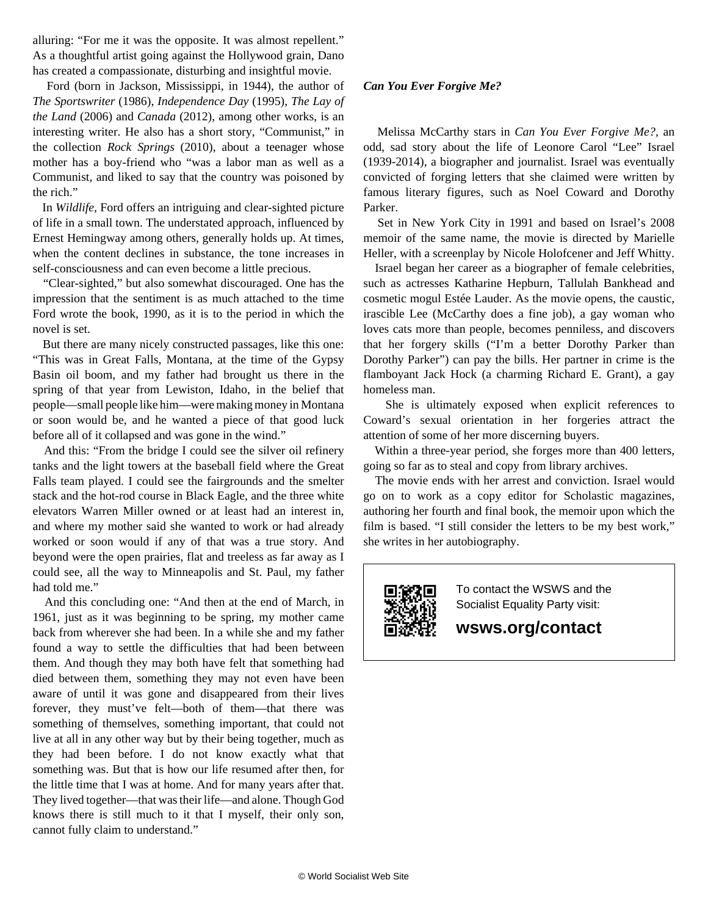alluring: "For me it was the opposite. It was almost repellent." As a thoughtful artist going against the Hollywood grain, Dano has created a compassionate, disturbing and insightful movie.

Ford (born in Jackson, Mississippi, in 1944), the author of *The Sportswriter* (1986), *Independence Day* (1995), *The Lay of the Land* (2006) and *Canada* (2012), among other works, is an interesting writer. He also has a short story, "Communist," in the collection *Rock Springs* (2010), about a teenager whose mother has a boy-friend who "was a labor man as well as a Communist, and liked to say that the country was poisoned by the rich."

In *Wildlife*, Ford offers an intriguing and clear-sighted picture of life in a small town. The understated approach, influenced by Ernest Hemingway among others, generally holds up. At times, when the content declines in substance, the tone increases in self-consciousness and can even become a little precious.

"Clear-sighted," but also somewhat discouraged. One has the impression that the sentiment is as much attached to the time Ford wrote the book, 1990, as it is to the period in which the novel is set.

But there are many nicely constructed passages, like this one: "This was in Great Falls, Montana, at the time of the Gypsy Basin oil boom, and my father had brought us there in the spring of that year from Lewiston, Idaho, in the belief that people—small people like him—were making money in Montana or soon would be, and he wanted a piece of that good luck before all of it collapsed and was gone in the wind."

And this: "From the bridge I could see the silver oil refinery tanks and the light towers at the baseball field where the Great Falls team played. I could see the fairgrounds and the smelter stack and the hot-rod course in Black Eagle, and the three white elevators Warren Miller owned or at least had an interest in, and where my mother said she wanted to work or had already worked or soon would if any of that was a true story. And beyond were the open prairies, flat and treeless as far away as I could see, all the way to Minneapolis and St. Paul, my father had told me."

And this concluding one: "And then at the end of March, in 1961, just as it was beginning to be spring, my mother came back from wherever she had been. In a while she and my father found a way to settle the difficulties that had been between them. And though they may both have felt that something had died between them, something they may not even have been aware of until it was gone and disappeared from their lives forever, they must've felt—both of them—that there was something of themselves, something important, that could not live at all in any other way but by their being together, much as they had been before. I do not know exactly what that something was. But that is how our life resumed after then, for the little time that I was at home. And for many years after that. They lived together—that was their life—and alone. Though God knows there is still much to it that I myself, their only son, cannot fully claim to understand."

***Can You Ever Forgive Me?***

Melissa McCarthy stars in *Can You Ever Forgive Me?*, an odd, sad story about the life of Leonore Carol "Lee" Israel (1939-2014), a biographer and journalist. Israel was eventually convicted of forging letters that she claimed were written by famous literary figures, such as Noel Coward and Dorothy Parker.

Set in New York City in 1991 and based on Israel's 2008 memoir of the same name, the movie is directed by Marielle Heller, with a screenplay by Nicole Holofcener and Jeff Whitty.

Israel began her career as a biographer of female celebrities, such as actresses Katharine Hepburn, Tallulah Bankhead and cosmetic mogul Estée Lauder. As the movie opens, the caustic, irascible Lee (McCarthy does a fine job), a gay woman who loves cats more than people, becomes penniless, and discovers that her forgery skills ("I'm a better Dorothy Parker than Dorothy Parker") can pay the bills. Her partner in crime is the flamboyant Jack Hock (a charming Richard E. Grant), a gay homeless man.

She is ultimately exposed when explicit references to Coward's sexual orientation in her forgeries attract the attention of some of her more discerning buyers.

Within a three-year period, she forges more than 400 letters, going so far as to steal and copy from library archives.

The movie ends with her arrest and conviction. Israel would go on to work as a copy editor for Scholastic magazines, authoring her fourth and final book, the memoir upon which the film is based. "I still consider the letters to be my best work," she writes in her autobiography.

To contact the WSWS and the Socialist Equality Party visit:

**wsws.org/contact**